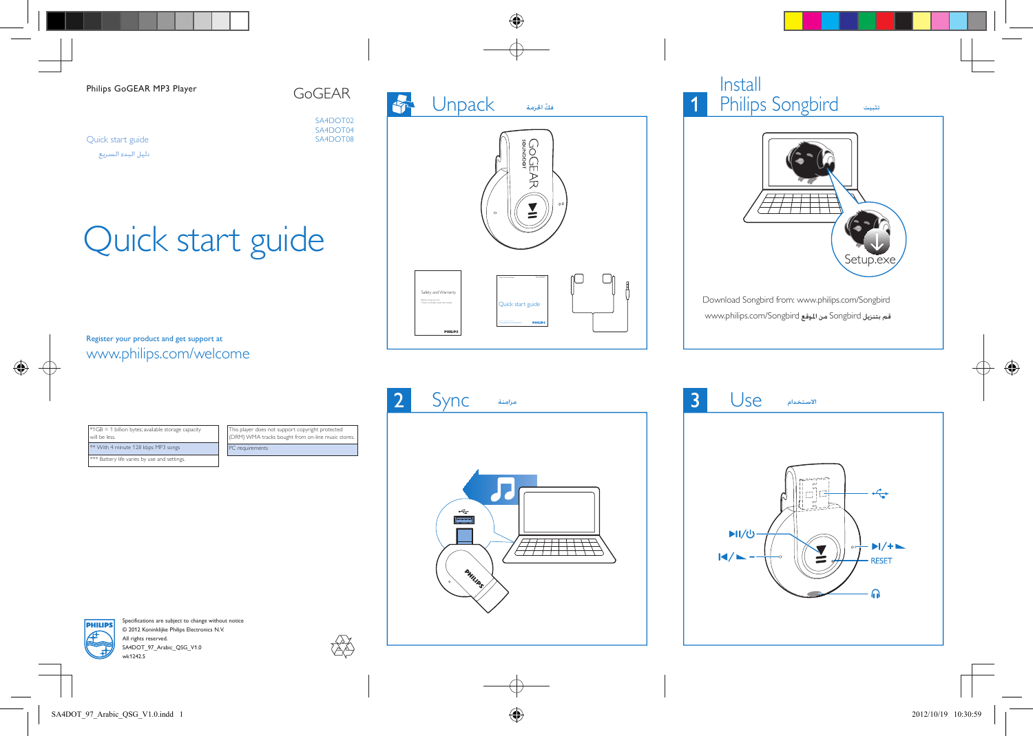Philips GoGEAR MP3 Player

GoGEAR

SA4DOT02
SA4DOT04
SA4DOT08

Quick start guide

دليل البدء السريع

# Quick start guide

Register your product and get support at
www.philips.com/welcome

| *1GB = 1 billion bytes; available storage capacity will be less. |
| --- |
| ** With 4 minute 128 kbps MP3 songs |
| *** Battery life varies by use and settings. |

| This player does not support copyright protected (DRM) WMA tracks bought from on-line music stores. |
| --- |
| PC requirements |

Specifications are subject to change without notice
© 2012 Koninklijke Philips Electronics N.V.
All rights reserved.
SA4DOT_97_Arabic_QSG_V1.0
wk1242.5

## Unpack فكّ الحزمة

GoGEAR SOUNDDOT

Safety and Warranty

Quick start guide

PHILIPS

## 1 Install Philips Songbird تثبيت

Setup.exe

Download Songbird from: www.philips.com/Songbird

www.philips.com/Songbird قم بتنزيل Songbird من الموقع

## 2 Sync مزامنة

PHILIPS

## 3 Use الاستخدام

RESET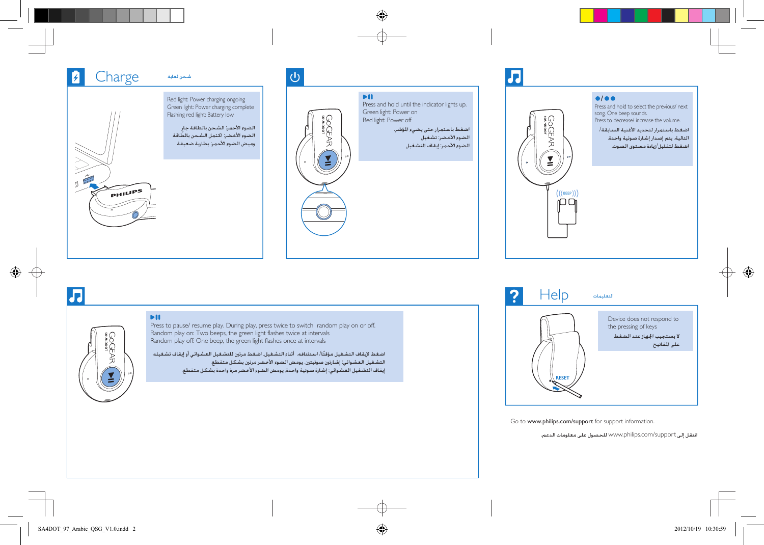## Charge

شحن لغاية

Red light: Power charging ongoing
Green light: Power charging complete
Flashing red light: Battery low

الضوء الأحمر: الشحن بالطاقة جارٍ
الضوء الأخضر: اكتمل الشحن بالطاقة
وميض الضوء الأحمر: بطارية ضعيفة

▶II

Press and hold until the indicator lights up.
Green light: Power on
Red light: Power off

اضغط باستمرار حتى يضيء المؤشر.
الضوء الأخضر: تشغيل
الضوء الأحمر: إيقاف التشغيل

●/●●

Press and hold to select the previous/ next song. One beep sounds.
Press to decrease/ increase the volume.

اضغط باستمرار لتحديد الأغنية السابقة/ التالية. يتم إصدار إشارة صوتية واحدة.
اضغط لتقليل/زيادة مستوى الصوت.

▶II

Press to pause/ resume play. During play, press twice to switch random play on or off.
Random play on: Two beeps, the green light flashes twice at intervals
Random play off: One beep, the green light flashes once at intervals

اضغط لإيقاف التشغيل مؤقتًا/ استئنافه. أثناء التشغيل، اضغط مرتين للتشغيل العشوائي أو إيقاف تشغيله.
التشغيل العشوائي: إشارتين صوتيتين. يومض الضوء الأخضر مرتين بشكل متقطع.
إيقاف التشغيل العشوائي: إشارة صوتية واحدة. يومض الضوء الأخضر مرة واحدة بشكل متقطع.

## Help

التعليمات

Device does not respond to the pressing of keys

لا يستجيب الجهاز عند الضغط على المفاتيح

RESET

Go to **www.philips.com/support** for support information.

انتقل إلى www.philips.com/support للحصول على معلومات الدعم.